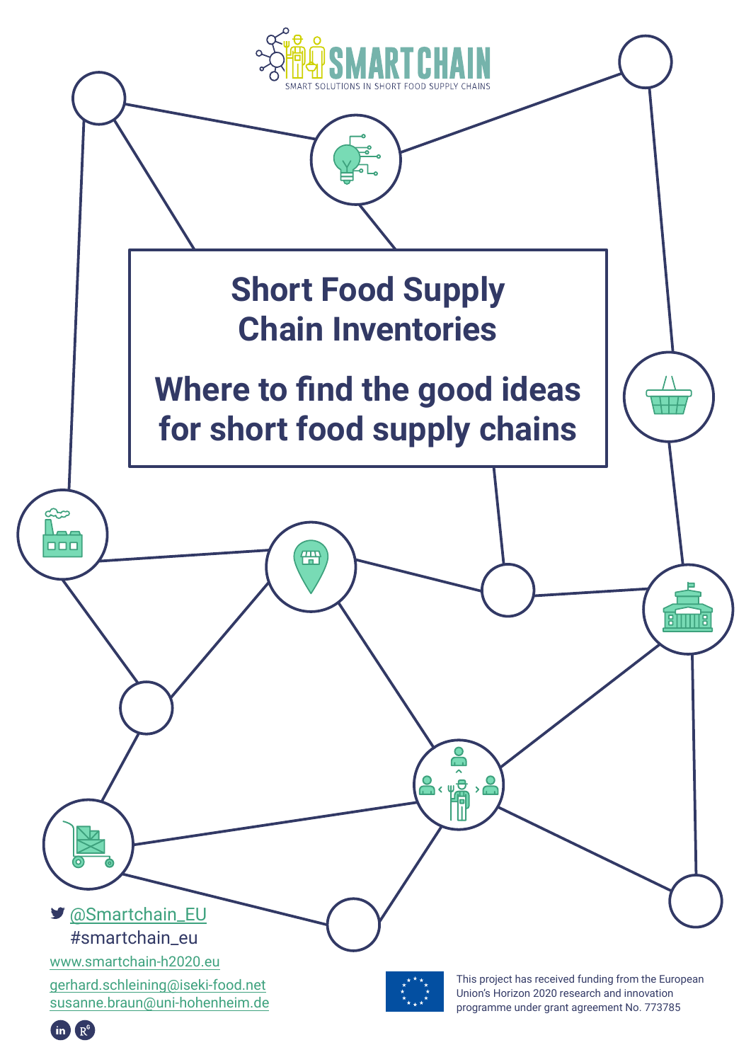SMARTCHAIN

SMART SOLUTIONS IN SHORT FOOD SUPPLY CHAINS

# Short Food Supply Chain Inventories

# Where to find the good ideas for short food supply chains

@Smartchain_EU

#smartchain_eu

www.smartchain-h2020.eu

gerhard.schleining@iseki-food.net

susanne.braun@uni-hohenheim.de

This project has received funding from the European Union's Horizon 2020 research and innovation programme under grant agreement No. 773785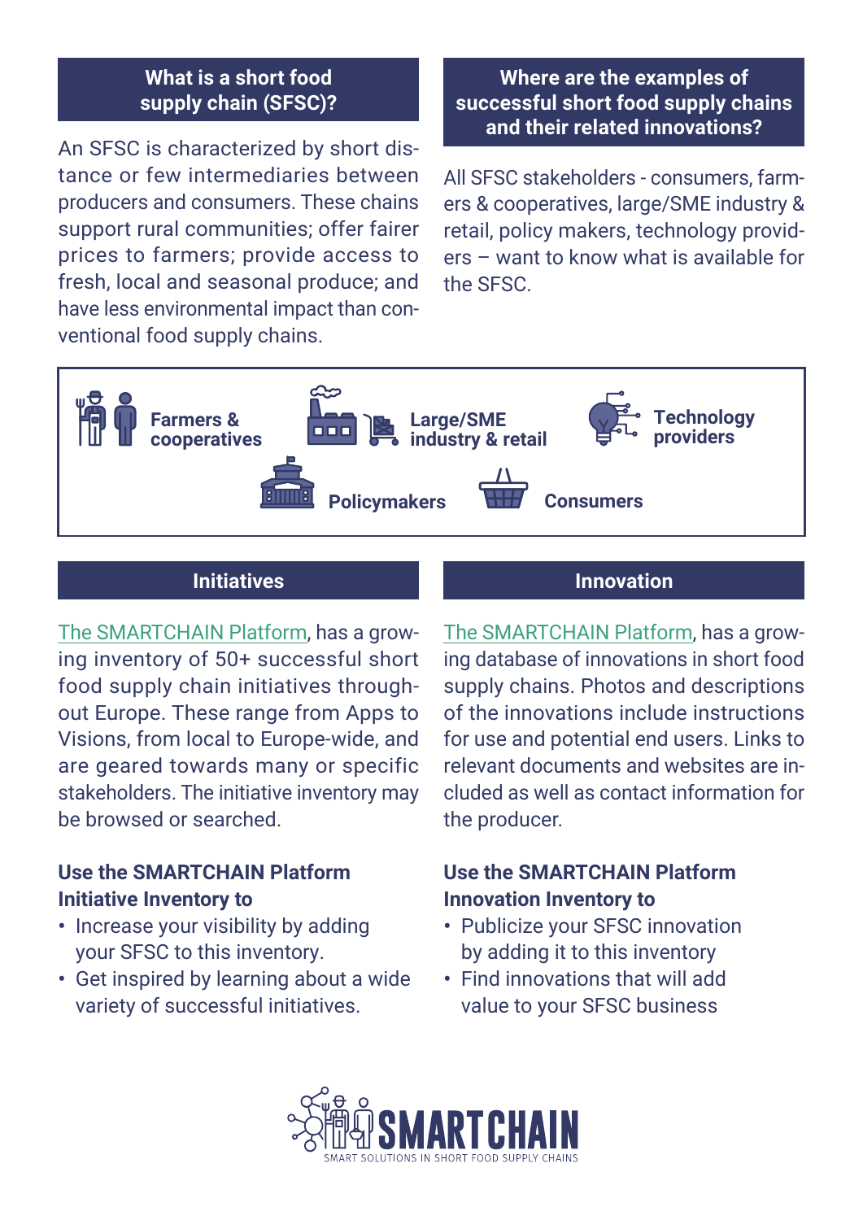## What is a short food supply chain (SFSC)?

An SFSC is characterized by short distance or few intermediaries between producers and consumers. These chains support rural communities; offer fairer prices to farmers; provide access to fresh, local and seasonal produce; and have less environmental impact than conventional food supply chains.

## Where are the examples of successful short food supply chains and their related innovations?

All SFSC stakeholders - consumers, farmers & cooperatives, large/SME industry & retail, policy makers, technology providers – want to know what is available for the SFSC.

**Farmers & cooperatives**

**Large/SME industry & retail**

**Technology providers**

**Policymakers**

**Consumers**

## Initiatives

The SMARTCHAIN Platform, has a growing inventory of 50+ successful short food supply chain initiatives throughout Europe. These range from Apps to Visions, from local to Europe-wide, and are geared towards many or specific stakeholders. The initiative inventory may be browsed or searched.

### Use the SMARTCHAIN Platform Initiative Inventory to

- Increase your visibility by adding your SFSC to this inventory.
- Get inspired by learning about a wide variety of successful initiatives.

## Innovation

The SMARTCHAIN Platform, has a growing database of innovations in short food supply chains. Photos and descriptions of the innovations include instructions for use and potential end users. Links to relevant documents and websites are included as well as contact information for the producer.

### Use the SMARTCHAIN Platform Innovation Inventory to

- Publicize your SFSC innovation by adding it to this inventory
- Find innovations that will add value to your SFSC business

SMARTCHAIN

SMART SOLUTIONS IN SHORT FOOD SUPPLY CHAINS